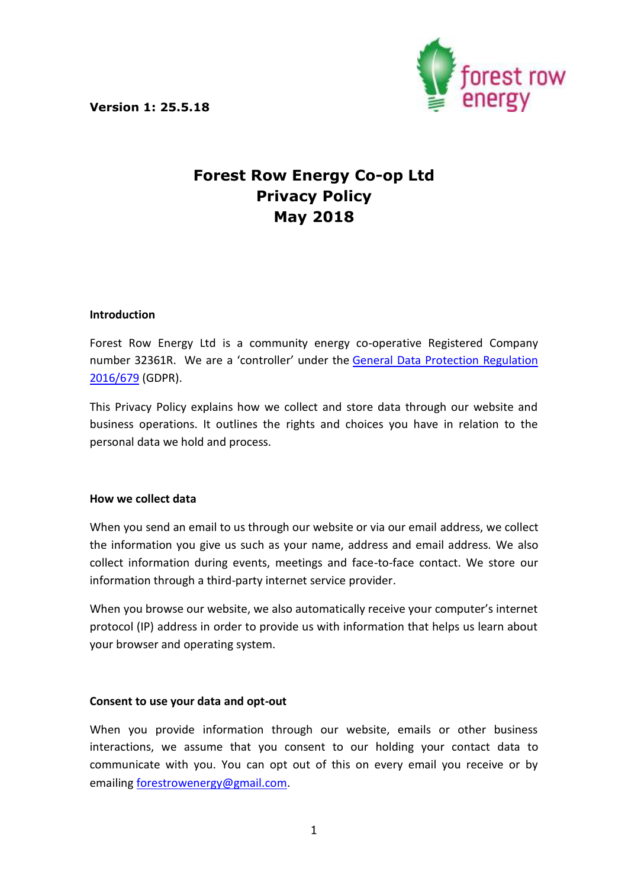**Version 1: 25.5.18**

# Forest Row Energy Co-op Ltd
# Privacy Policy
# May 2018

### Introduction

Forest Row Energy Ltd is a community energy co-operative Registered Company number 32361R. We are a 'controller' under the [General Data Protection Regulation 2016/679](#) (GDPR).

This Privacy Policy explains how we collect and store data through our website and business operations. It outlines the rights and choices you have in relation to the personal data we hold and process.

### How we collect data

When you send an email to us through our website or via our email address, we collect the information you give us such as your name, address and email address. We also collect information during events, meetings and face-to-face contact. We store our information through a third-party internet service provider.

When you browse our website, we also automatically receive your computer's internet protocol (IP) address in order to provide us with information that helps us learn about your browser and operating system.

### Consent to use your data and opt-out

When you provide information through our website, emails or other business interactions, we assume that you consent to our holding your contact data to communicate with you. You can opt out of this on every email you receive or by emailing [forestrowenergy@gmail.com](mailto:forestrowenergy@gmail.com).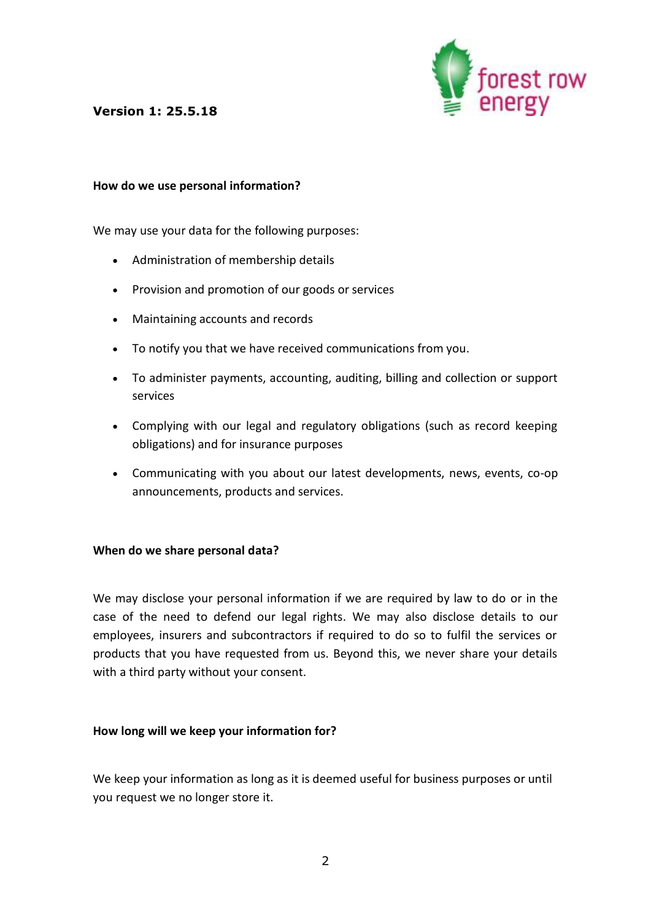**Version 1: 25.5.18**

**How do we use personal information?**

We may use your data for the following purposes:

- Administration of membership details
- Provision and promotion of our goods or services
- Maintaining accounts and records
- To notify you that we have received communications from you.
- To administer payments, accounting, auditing, billing and collection or support services
- Complying with our legal and regulatory obligations (such as record keeping obligations) and for insurance purposes
- Communicating with you about our latest developments, news, events, co-op announcements, products and services.

**When do we share personal data?**

We may disclose your personal information if we are required by law to do or in the case of the need to defend our legal rights. We may also disclose details to our employees, insurers and subcontractors if required to do so to fulfil the services or products that you have requested from us. Beyond this, we never share your details with a third party without your consent.

**How long will we keep your information for?**

We keep your information as long as it is deemed useful for business purposes or until you request we no longer store it.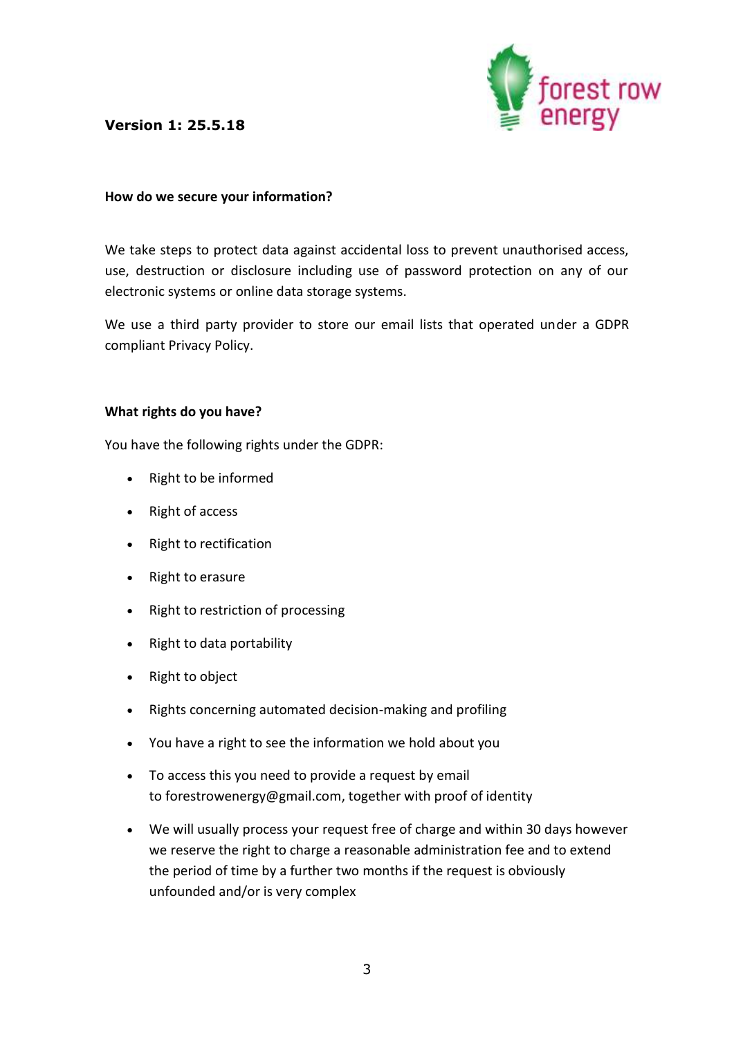**How do we secure your information?**

We take steps to protect data against accidental loss to prevent unauthorised access, use, destruction or disclosure including use of password protection on any of our electronic systems or online data storage systems.

We use a third party provider to store our email lists that operated under a GDPR compliant Privacy Policy.

**What rights do you have?**

You have the following rights under the GDPR:

- Right to be informed
- Right of access
- Right to rectification
- Right to erasure
- Right to restriction of processing
- Right to data portability
- Right to object
- Rights concerning automated decision-making and profiling
- You have a right to see the information we hold about you
- To access this you need to provide a request by email to forestrowenergy@gmail.com, together with proof of identity
- We will usually process your request free of charge and within 30 days however we reserve the right to charge a reasonable administration fee and to extend the period of time by a further two months if the request is obviously unfounded and/or is very complex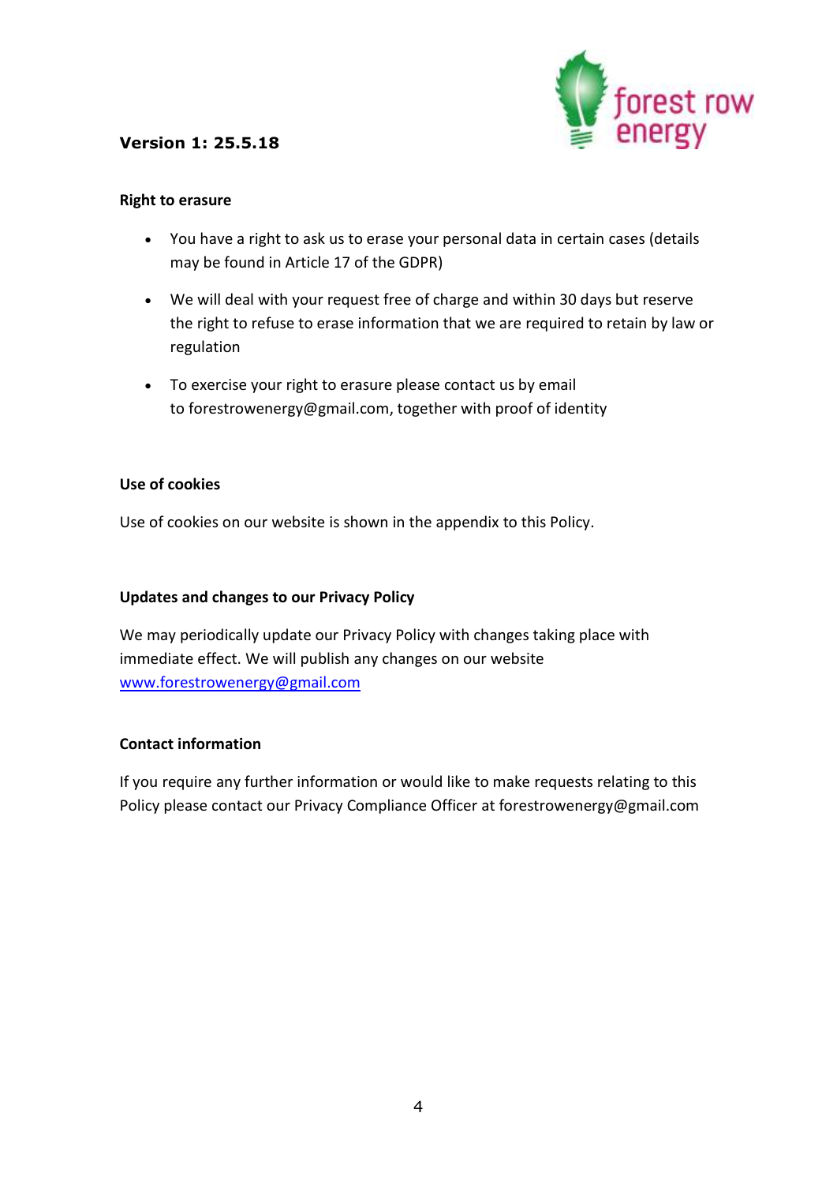**Version 1: 25.5.18**

**Right to erasure**

- You have a right to ask us to erase your personal data in certain cases (details may be found in Article 17 of the GDPR)
- We will deal with your request free of charge and within 30 days but reserve the right to refuse to erase information that we are required to retain by law or regulation
- To exercise your right to erasure please contact us by email to forestrowenergy@gmail.com, together with proof of identity

**Use of cookies**

Use of cookies on our website is shown in the appendix to this Policy.

**Updates and changes to our Privacy Policy**

We may periodically update our Privacy Policy with changes taking place with immediate effect. We will publish any changes on our website www.forestrowenergy@gmail.com

**Contact information**

If you require any further information or would like to make requests relating to this Policy please contact our Privacy Compliance Officer at forestrowenergy@gmail.com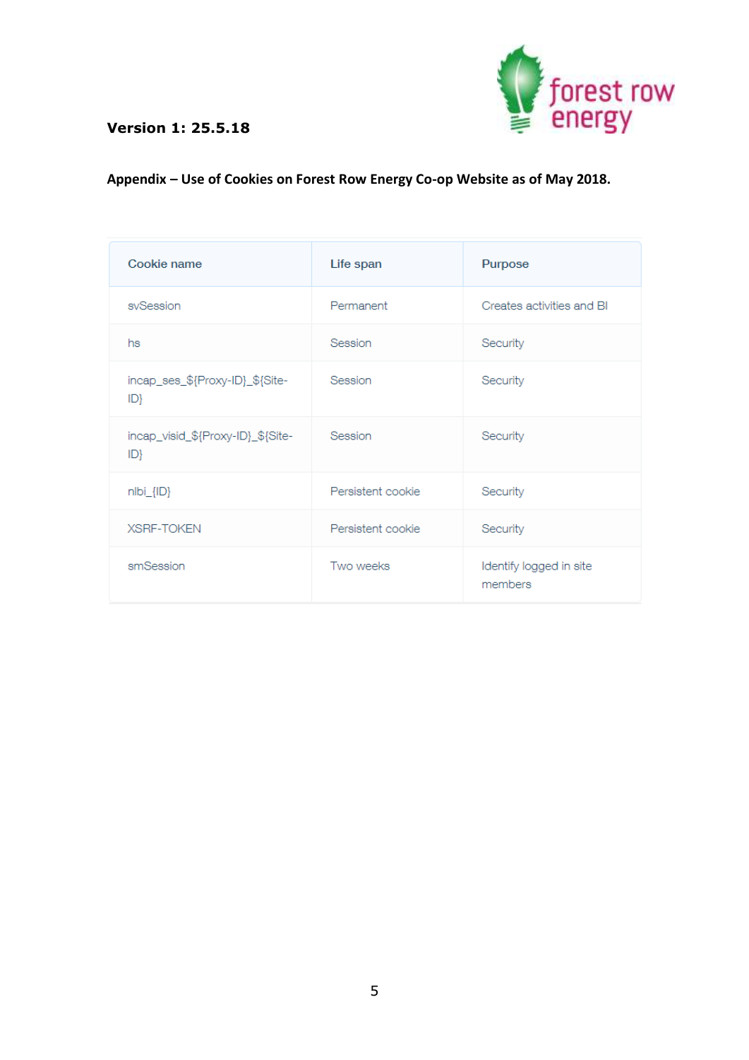**Version 1: 25.5.18**

**Appendix – Use of Cookies on Forest Row Energy Co-op Website as of May 2018.**

| Cookie name | Life span | Purpose |
|---|---|---|
| svSession | Permanent | Creates activities and BI |
| hs | Session | Security |
| incap_ses_${Proxy-ID}_${Site-ID} | Session | Security |
| incap_visid_${Proxy-ID}_${Site-ID} | Session | Security |
| nlbi_{ID} | Persistent cookie | Security |
| XSRF-TOKEN | Persistent cookie | Security |
| smSession | Two weeks | Identify logged in site members |